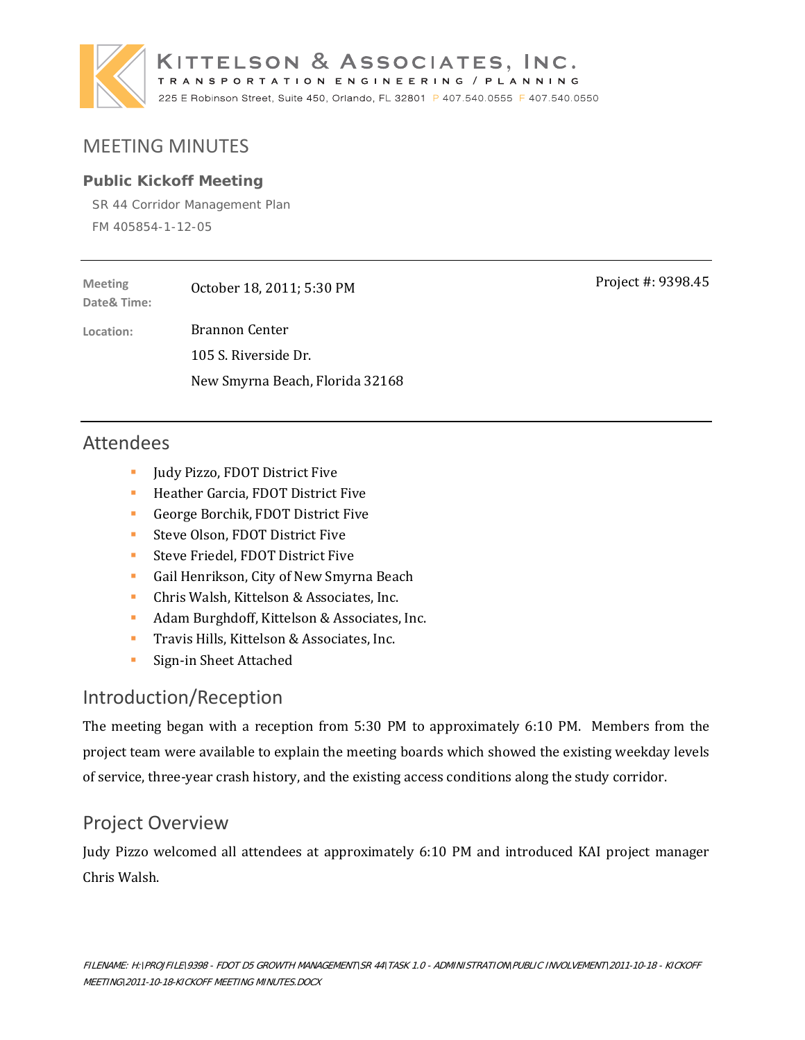KITTELSON & ASSOCIATES, INC.
TRANSPORTATION ENGINEERING / PLANNING
225 E Robinson Street, Suite 450, Orlando, FL 32801 P 407.540.0555 F 407.540.0550

# MEETING MINUTES

### Public Kickoff Meeting

SR 44 Corridor Management Plan
FM 405854-1-12-05

**Meeting Date& Time:** October 18, 2011; 5:30 PM

Project #: 9398.45

**Location:** Brannon Center
105 S. Riverside Dr.
New Smyrna Beach, Florida 32168

## Attendees

- Judy Pizzo, FDOT District Five
- Heather Garcia, FDOT District Five
- George Borchik, FDOT District Five
- Steve Olson, FDOT District Five
- Steve Friedel, FDOT District Five
- Gail Henrikson, City of New Smyrna Beach
- Chris Walsh, Kittelson & Associates, Inc.
- Adam Burghdoff, Kittelson & Associates, Inc.
- Travis Hills, Kittelson & Associates, Inc.
- Sign-in Sheet Attached

## Introduction/Reception

The meeting began with a reception from 5:30 PM to approximately 6:10 PM. Members from the project team were available to explain the meeting boards which showed the existing weekday levels of service, three-year crash history, and the existing access conditions along the study corridor.

## Project Overview

Judy Pizzo welcomed all attendees at approximately 6:10 PM and introduced KAI project manager Chris Walsh.

*FILENAME: H:\PROJFILE\9398 - FDOT D5 GROWTH MANAGEMENT\SR 44\TASK 1.0 - ADMINISTRATION\PUBLIC INVOLVEMENT\2011-10-18 - KICKOFF MEETING\2011-10-18-KICKOFF MEETING MINUTES.DOCX*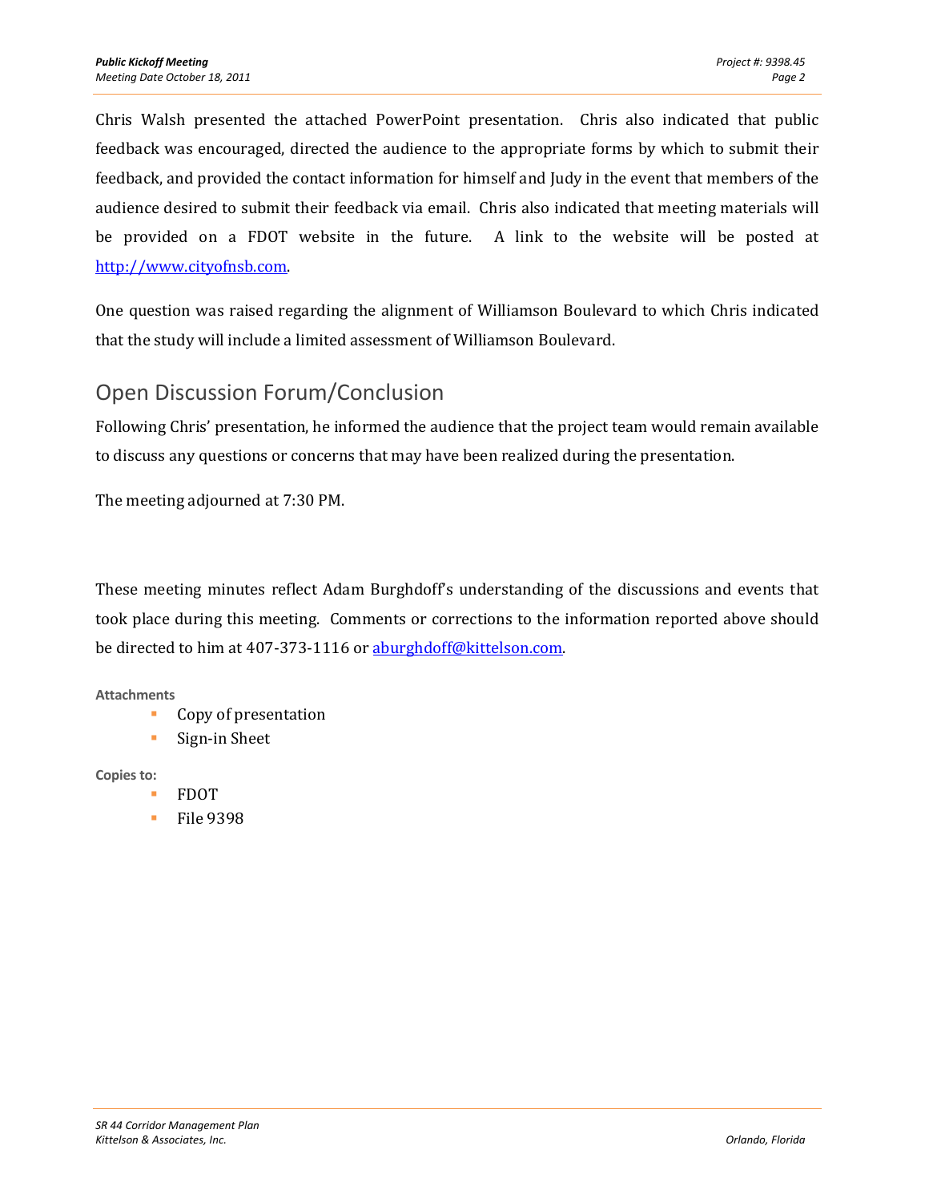Chris Walsh presented the attached PowerPoint presentation. Chris also indicated that public feedback was encouraged, directed the audience to the appropriate forms by which to submit their feedback, and provided the contact information for himself and Judy in the event that members of the audience desired to submit their feedback via email. Chris also indicated that meeting materials will be provided on a FDOT website in the future. A link to the website will be posted at http://www.cityofnsb.com.

One question was raised regarding the alignment of Williamson Boulevard to which Chris indicated that the study will include a limited assessment of Williamson Boulevard.

## Open Discussion Forum/Conclusion

Following Chris' presentation, he informed the audience that the project team would remain available to discuss any questions or concerns that may have been realized during the presentation.

The meeting adjourned at 7:30 PM.

These meeting minutes reflect Adam Burghdoff's understanding of the discussions and events that took place during this meeting. Comments or corrections to the information reported above should be directed to him at 407-373-1116 or aburghdoff@kittelson.com.

**Attachments**

- Copy of presentation
- Sign-in Sheet

**Copies to:**

- FDOT
- File 9398